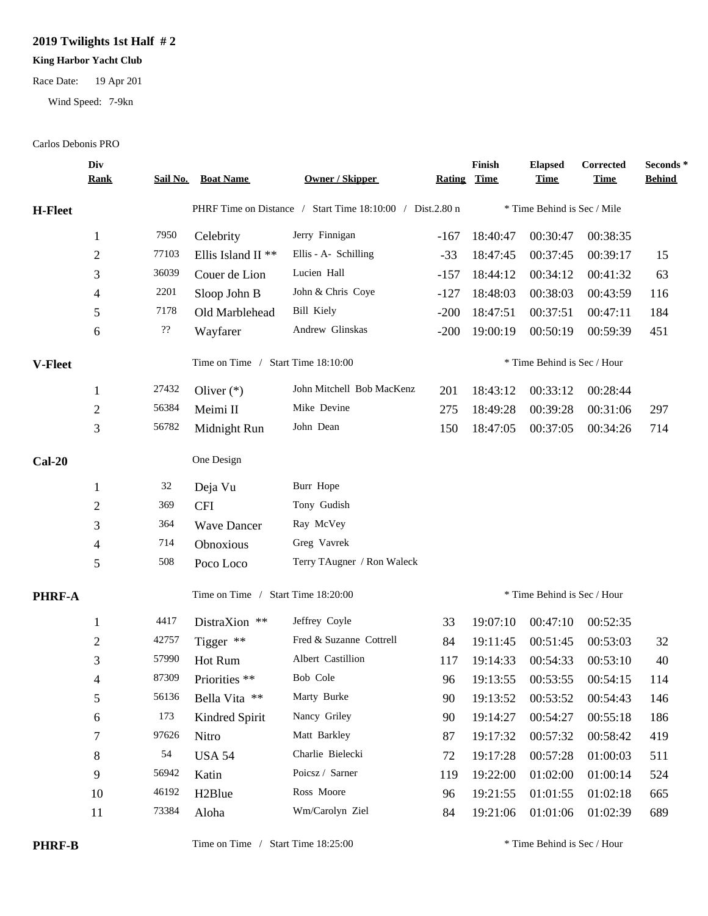## 2019 Twilights 1st Half # 2

**King Harbor Yacht Club**

Race Date: 19 Apr 201

Wind Speed: 7-9kn

Carlos Debonis PRO

| | Div Rank | Sail No. | Boat Name | Owner / Skipper | Rating | Finish Time | Elapsed Time | Corrected Time | Seconds * Behind |
|---|---|---|---|---|---|---|---|---|---|
| **H-Fleet** | | | PHRF Time on Distance / Start Time 18:10:00 / Dist.2.80 n | | | | * Time Behind is Sec / Mile | | |
| | 1 | 7950 | Celebrity | Jerry Finnigan | -167 | 18:40:47 | 00:30:47 | 00:38:35 | |
| | 2 | 77103 | Ellis Island II ** | Ellis - A- Schilling | -33 | 18:47:45 | 00:37:45 | 00:39:17 | 15 |
| | 3 | 36039 | Couer de Lion | Lucien Hall | -157 | 18:44:12 | 00:34:12 | 00:41:32 | 63 |
| | 4 | 2201 | Sloop John B | John & Chris Coye | -127 | 18:48:03 | 00:38:03 | 00:43:59 | 116 |
| | 5 | 7178 | Old Marblehead | Bill Kiely | -200 | 18:47:51 | 00:37:51 | 00:47:11 | 184 |
| | 6 | ?? | Wayfarer | Andrew Glinskas | -200 | 19:00:19 | 00:50:19 | 00:59:39 | 451 |
| **V-Fleet** | | | Time on Time / Start Time 18:10:00 | | | | * Time Behind is Sec / Hour | | |
| | 1 | 27432 | Oliver (*) | John Mitchell Bob MacKenz | 201 | 18:43:12 | 00:33:12 | 00:28:44 | |
| | 2 | 56384 | Meimi II | Mike Devine | 275 | 18:49:28 | 00:39:28 | 00:31:06 | 297 |
| | 3 | 56782 | Midnight Run | John Dean | 150 | 18:47:05 | 00:37:05 | 00:34:26 | 714 |
| **Cal-20** | | | One Design | | | | | | |
| | 1 | 32 | Deja Vu | Burr Hope | | | | | |
| | 2 | 369 | CFI | Tony Gudish | | | | | |
| | 3 | 364 | Wave Dancer | Ray McVey | | | | | |
| | 4 | 714 | Obnoxious | Greg Vavrek | | | | | |
| | 5 | 508 | Poco Loco | Terry TAugner / Ron Waleck | | | | | |
| **PHRF-A** | | | Time on Time / Start Time 18:20:00 | | | | * Time Behind is Sec / Hour | | |
| | 1 | 4417 | DistraXion ** | Jeffrey Coyle | 33 | 19:07:10 | 00:47:10 | 00:52:35 | |
| | 2 | 42757 | Tigger ** | Fred & Suzanne Cottrell | 84 | 19:11:45 | 00:51:45 | 00:53:03 | 32 |
| | 3 | 57990 | Hot Rum | Albert Castillion | 117 | 19:14:33 | 00:54:33 | 00:53:10 | 40 |
| | 4 | 87309 | Priorities ** | Bob Cole | 96 | 19:13:55 | 00:53:55 | 00:54:15 | 114 |
| | 5 | 56136 | Bella Vita ** | Marty Burke | 90 | 19:13:52 | 00:53:52 | 00:54:43 | 146 |
| | 6 | 173 | Kindred Spirit | Nancy Griley | 90 | 19:14:27 | 00:54:27 | 00:55:18 | 186 |
| | 7 | 97626 | Nitro | Matt Barkley | 87 | 19:17:32 | 00:57:32 | 00:58:42 | 419 |
| | 8 | 54 | USA 54 | Charlie Bielecki | 72 | 19:17:28 | 00:57:28 | 01:00:03 | 511 |
| | 9 | 56942 | Katin | Poicsz / Sarner | 119 | 19:22:00 | 01:02:00 | 01:00:14 | 524 |
| | 10 | 46192 | H2Blue | Ross Moore | 96 | 19:21:55 | 01:01:55 | 01:02:18 | 665 |
| | 11 | 73384 | Aloha | Wm/Carolyn Ziel | 84 | 19:21:06 | 01:01:06 | 01:02:39 | 689 |
| **PHRF-B** | | | Time on Time / Start Time 18:25:00 | | | | * Time Behind is Sec / Hour | | |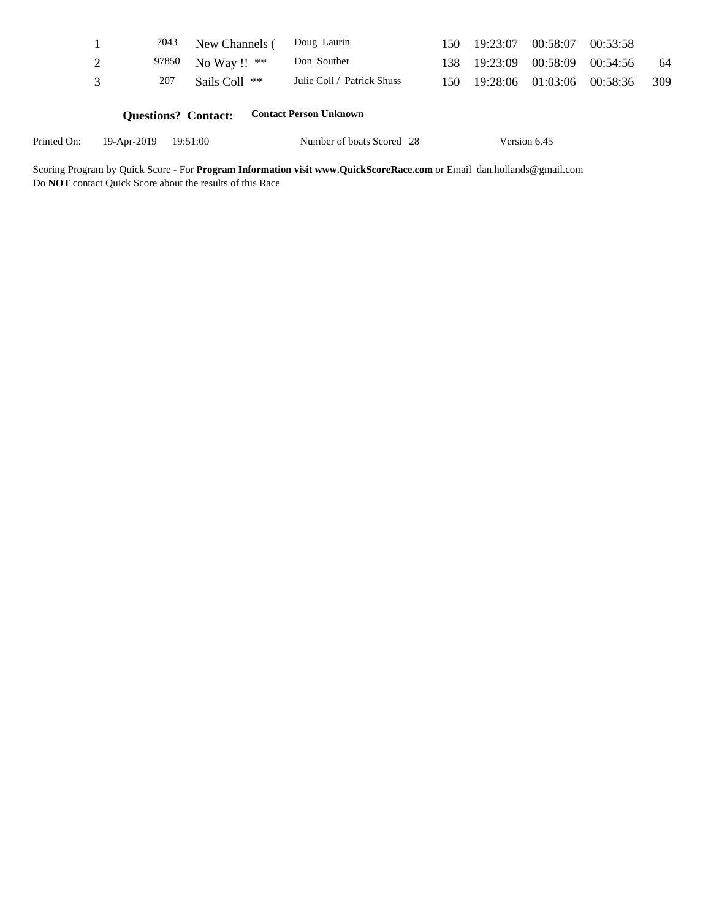| | | | | | | | | |
|---|---|---|---|---|---|---|---|---|
| 1 | 7043 | New Channels ( | Doug Laurin | 150 | 19:23:07 | 00:58:07 | 00:53:58 | |
| 2 | 97850 | No Way !! ** | Don Souther | 138 | 19:23:09 | 00:58:09 | 00:54:56 | 64 |
| 3 | 207 | Sails Coll ** | Julie Coll / Patrick Shuss | 150 | 19:28:06 | 01:03:06 | 00:58:36 | 309 |

**Questions? Contact:** **Contact Person Unknown**

Printed On: 19-Apr-2019 19:51:00 Number of boats Scored 28 Version 6.45

Scoring Program by Quick Score - For **Program Information visit www.QuickScoreRace.com** or Email dan.hollands@gmail.com
Do **NOT** contact Quick Score about the results of this Race